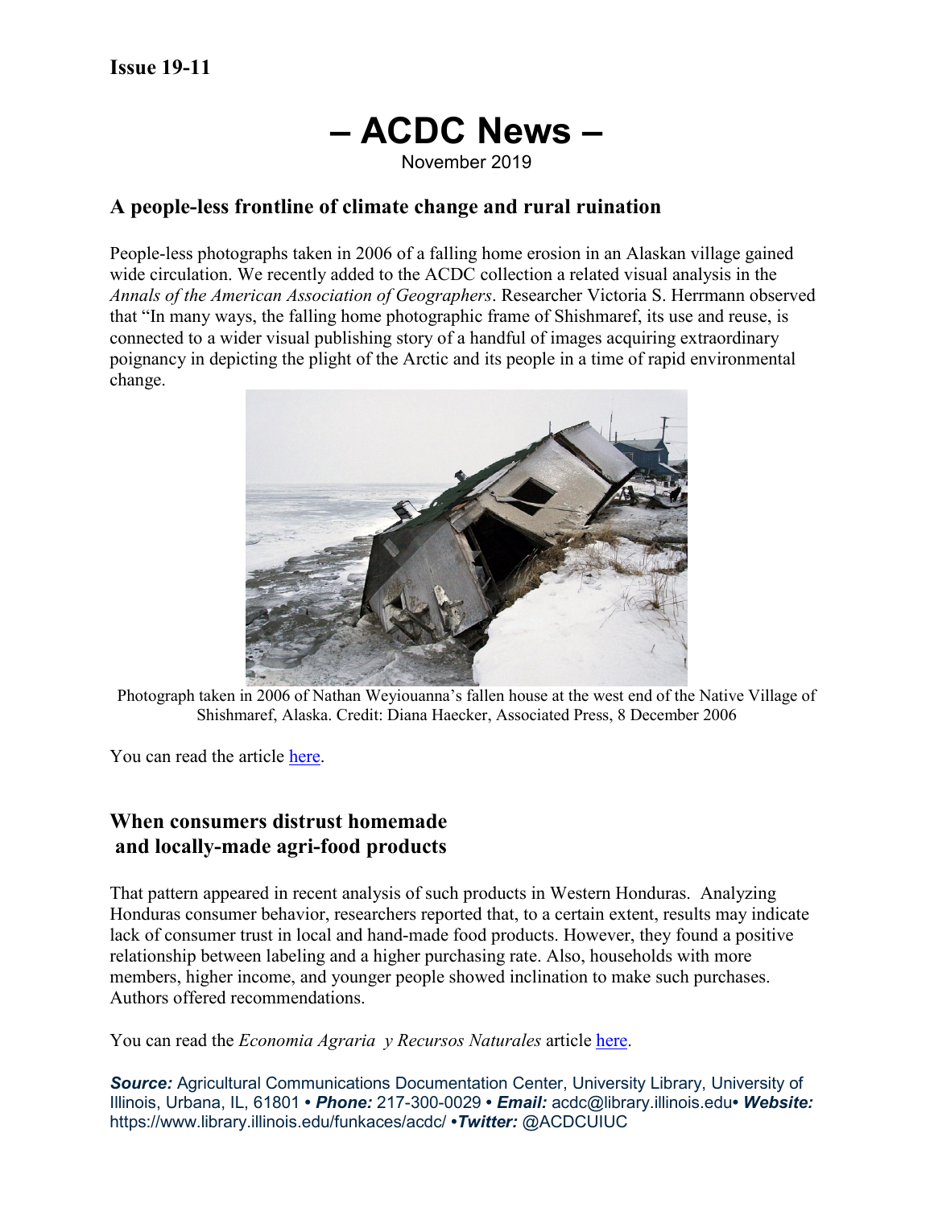**Issue 19-11**

# – ACDC News –

November 2019

## A people-less frontline of climate change and rural ruination

People-less photographs taken in 2006 of a falling home erosion in an Alaskan village gained wide circulation. We recently added to the ACDC collection a related visual analysis in the *Annals of the American Association of Geographers*. Researcher Victoria S. Herrmann observed that "In many ways, the falling home photographic frame of Shishmaref, its use and reuse, is connected to a wider visual publishing story of a handful of images acquiring extraordinary poignancy in depicting the plight of the Arctic and its people in a time of rapid environmental change.

Photograph taken in 2006 of Nathan Weyiouanna's fallen house at the west end of the Native Village of Shishmaref, Alaska. Credit: Diana Haecker, Associated Press, 8 December 2006

You can read the article here.

## When consumers distrust homemade and locally-made agri-food products

That pattern appeared in recent analysis of such products in Western Honduras. Analyzing Honduras consumer behavior, researchers reported that, to a certain extent, results may indicate lack of consumer trust in local and hand-made food products. However, they found a positive relationship between labeling and a higher purchasing rate. Also, households with more members, higher income, and younger people showed inclination to make such purchases. Authors offered recommendations.

You can read the *Economia Agraria y Recursos Naturales* article here.

***Source:*** Agricultural Communications Documentation Center, University Library, University of Illinois, Urbana, IL, 61801 • ***Phone:*** 217-300-0029 • ***Email:*** acdc@library.illinois.edu• ***Website:*** https://www.library.illinois.edu/funkaces/acdc/ •***Twitter:*** @ACDCUIUC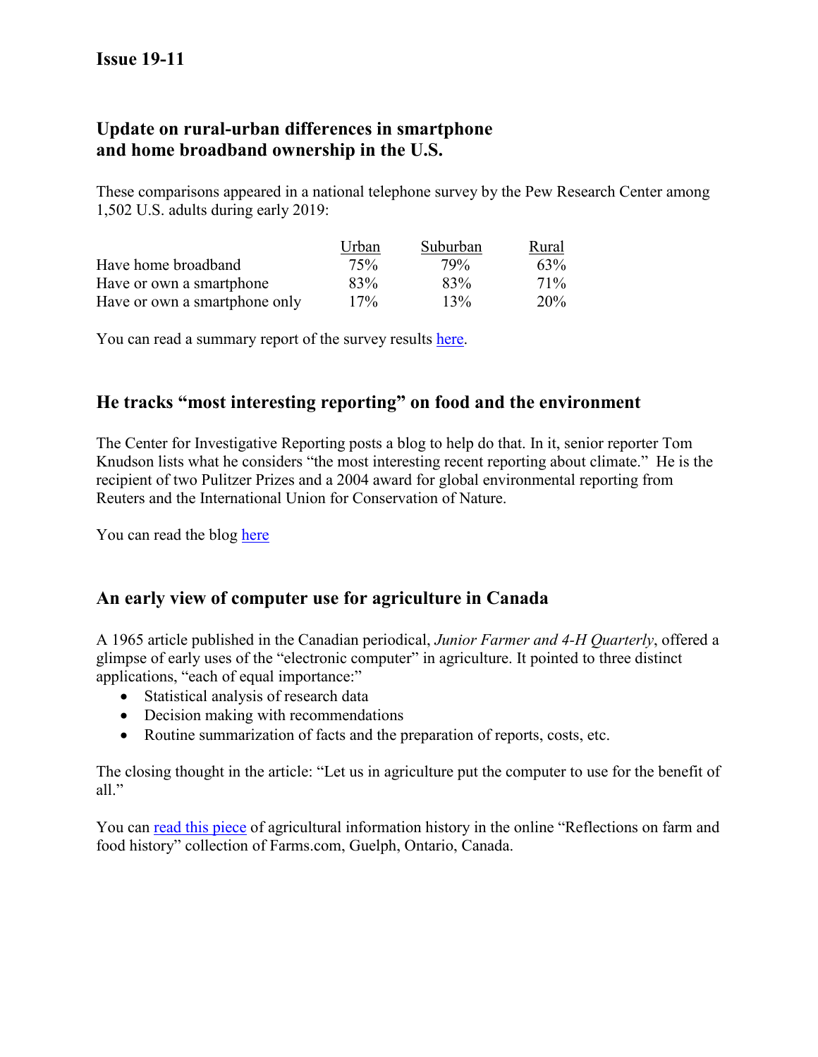**Issue 19-11**

## Update on rural-urban differences in smartphone and home broadband ownership in the U.S.

These comparisons appeared in a national telephone survey by the Pew Research Center among 1,502 U.S. adults during early 2019:

| | Urban | Suburban | Rural |
|---|---|---|---|
| Have home broadband | 75% | 79% | 63% |
| Have or own a smartphone | 83% | 83% | 71% |
| Have or own a smartphone only | 17% | 13% | 20% |

You can read a summary report of the survey results here.

## He tracks "most interesting reporting" on food and the environment

The Center for Investigative Reporting posts a blog to help do that. In it, senior reporter Tom Knudson lists what he considers "the most interesting recent reporting about climate." He is the recipient of two Pulitzer Prizes and a 2004 award for global environmental reporting from Reuters and the International Union for Conservation of Nature.

You can read the blog here

## An early view of computer use for agriculture in Canada

A 1965 article published in the Canadian periodical, *Junior Farmer and 4-H Quarterly*, offered a glimpse of early uses of the "electronic computer" in agriculture. It pointed to three distinct applications, "each of equal importance:"

- Statistical analysis of research data
- Decision making with recommendations
- Routine summarization of facts and the preparation of reports, costs, etc.

The closing thought in the article: "Let us in agriculture put the computer to use for the benefit of all."

You can read this piece of agricultural information history in the online "Reflections on farm and food history" collection of Farms.com, Guelph, Ontario, Canada.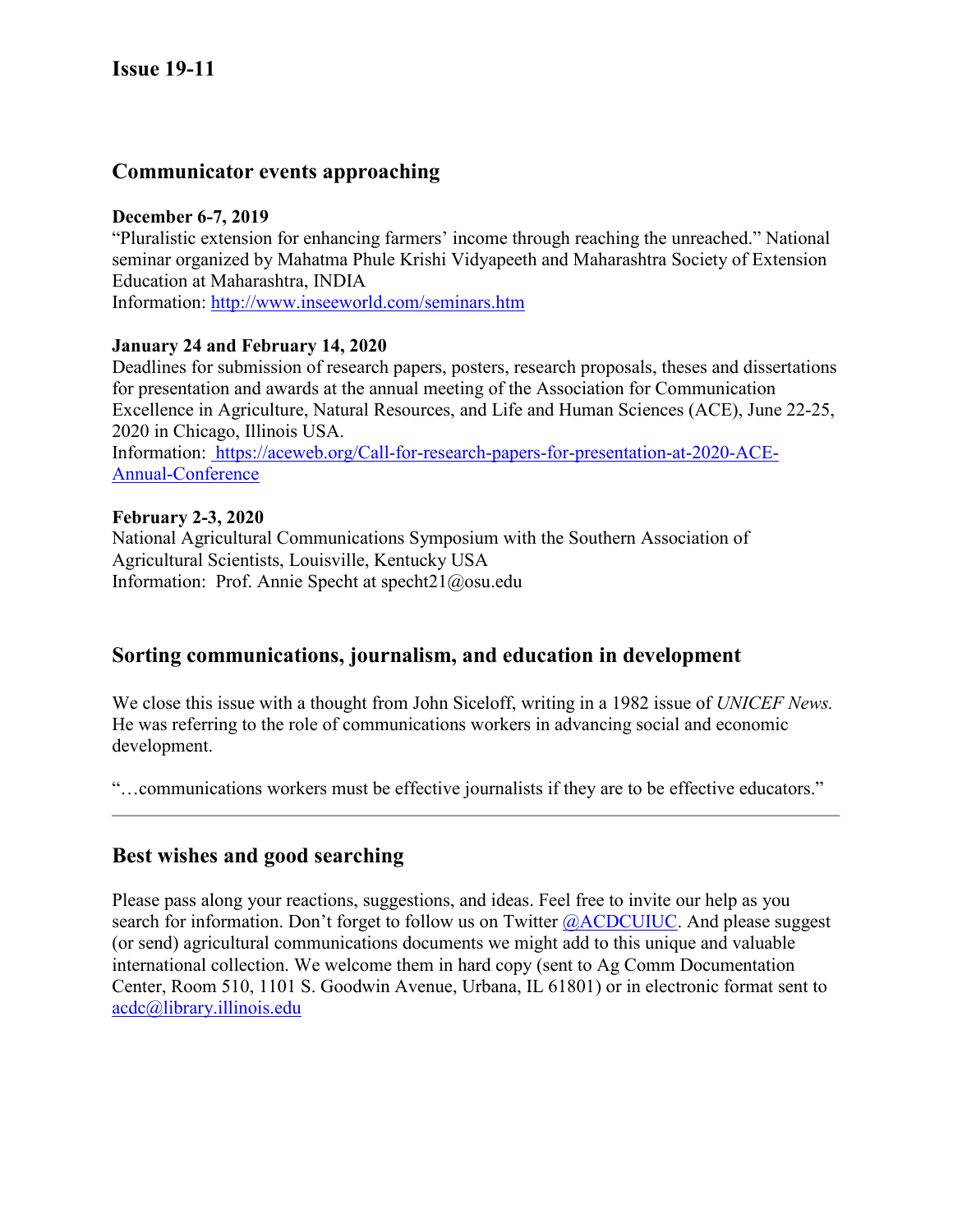## Issue 19-11

## Communicator events approaching

**December 6-7, 2019**
"Pluralistic extension for enhancing farmers' income through reaching the unreached." National seminar organized by Mahatma Phule Krishi Vidyapeeth and Maharashtra Society of Extension Education at Maharashtra, INDIA
Information: http://www.inseeworld.com/seminars.htm

**January 24 and February 14, 2020**
Deadlines for submission of research papers, posters, research proposals, theses and dissertations for presentation and awards at the annual meeting of the Association for Communication Excellence in Agriculture, Natural Resources, and Life and Human Sciences (ACE), June 22-25, 2020 in Chicago, Illinois USA.
Information: https://aceweb.org/Call-for-research-papers-for-presentation-at-2020-ACE-Annual-Conference

**February 2-3, 2020**
National Agricultural Communications Symposium with the Southern Association of Agricultural Scientists, Louisville, Kentucky USA
Information: Prof. Annie Specht at specht21@osu.edu

## Sorting communications, journalism, and education in development

We close this issue with a thought from John Siceloff, writing in a 1982 issue of *UNICEF News.* He was referring to the role of communications workers in advancing social and economic development.

"…communications workers must be effective journalists if they are to be effective educators."

---

## Best wishes and good searching

Please pass along your reactions, suggestions, and ideas. Feel free to invite our help as you search for information. Don't forget to follow us on Twitter @ACDCUIUC. And please suggest (or send) agricultural communications documents we might add to this unique and valuable international collection. We welcome them in hard copy (sent to Ag Comm Documentation Center, Room 510, 1101 S. Goodwin Avenue, Urbana, IL 61801) or in electronic format sent to acdc@library.illinois.edu